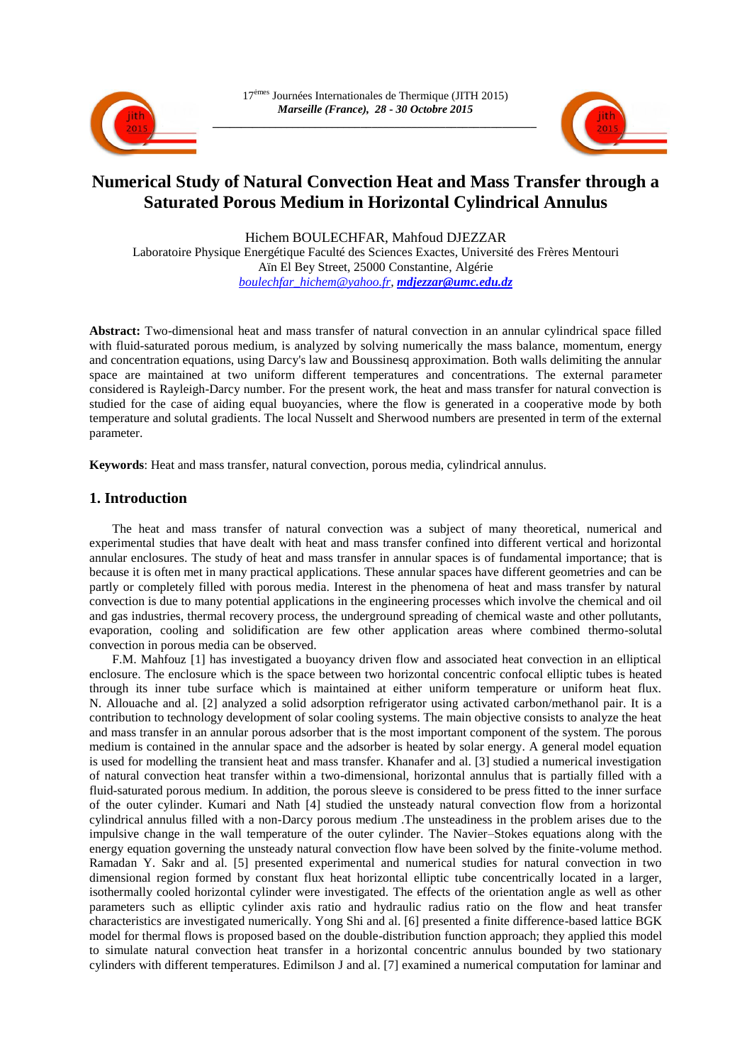# Numerical Study of Natural Convection Heat and Mass Transfer through a Saturated Porous Medium in Horizontal Cylindrical Annulus

Hichem BOULECHFAR, Mahfoud DJEZZAR

Laboratoire Physique Energétique Faculté des Sciences Exactes, Université des Frères Mentouri

Aïn El Bey Street, 25000 Constantine, Algérie

boulechfar_hichem@yahoo.fr, **mdjezzar@umc.edu.dz**

**Abstract:** Two-dimensional heat and mass transfer of natural convection in an annular cylindrical space filled with fluid-saturated porous medium, is analyzed by solving numerically the mass balance, momentum, energy and concentration equations, using Darcy's law and Boussinesq approximation. Both walls delimiting the annular space are maintained at two uniform different temperatures and concentrations. The external parameter considered is Rayleigh-Darcy number. For the present work, the heat and mass transfer for natural convection is studied for the case of aiding equal buoyancies, where the flow is generated in a cooperative mode by both temperature and solutal gradients. The local Nusselt and Sherwood numbers are presented in term of the external parameter.

**Keywords**: Heat and mass transfer, natural convection, porous media, cylindrical annulus.

## 1. Introduction

The heat and mass transfer of natural convection was a subject of many theoretical, numerical and experimental studies that have dealt with heat and mass transfer confined into different vertical and horizontal annular enclosures. The study of heat and mass transfer in annular spaces is of fundamental importance; that is because it is often met in many practical applications. These annular spaces have different geometries and can be partly or completely filled with porous media. Interest in the phenomena of heat and mass transfer by natural convection is due to many potential applications in the engineering processes which involve the chemical and oil and gas industries, thermal recovery process, the underground spreading of chemical waste and other pollutants, evaporation, cooling and solidification are few other application areas where combined thermo-solutal convection in porous media can be observed.

F.M. Mahfouz [1] has investigated a buoyancy driven flow and associated heat convection in an elliptical enclosure. The enclosure which is the space between two horizontal concentric confocal elliptic tubes is heated through its inner tube surface which is maintained at either uniform temperature or uniform heat flux. N. Allouache and al. [2] analyzed a solid adsorption refrigerator using activated carbon/methanol pair. It is a contribution to technology development of solar cooling systems. The main objective consists to analyze the heat and mass transfer in an annular porous adsorber that is the most important component of the system. The porous medium is contained in the annular space and the adsorber is heated by solar energy. A general model equation is used for modelling the transient heat and mass transfer. Khanafer and al. [3] studied a numerical investigation of natural convection heat transfer within a two-dimensional, horizontal annulus that is partially filled with a fluid-saturated porous medium. In addition, the porous sleeve is considered to be press fitted to the inner surface of the outer cylinder. Kumari and Nath [4] studied the unsteady natural convection flow from a horizontal cylindrical annulus filled with a non-Darcy porous medium .The unsteadiness in the problem arises due to the impulsive change in the wall temperature of the outer cylinder. The Navier–Stokes equations along with the energy equation governing the unsteady natural convection flow have been solved by the finite-volume method. Ramadan Y. Sakr and al. [5] presented experimental and numerical studies for natural convection in two dimensional region formed by constant flux heat horizontal elliptic tube concentrically located in a larger, isothermally cooled horizontal cylinder were investigated. The effects of the orientation angle as well as other parameters such as elliptic cylinder axis ratio and hydraulic radius ratio on the flow and heat transfer characteristics are investigated numerically. Yong Shi and al. [6] presented a finite difference-based lattice BGK model for thermal flows is proposed based on the double-distribution function approach; they applied this model to simulate natural convection heat transfer in a horizontal concentric annulus bounded by two stationary cylinders with different temperatures. Edimilson J and al. [7] examined a numerical computation for laminar and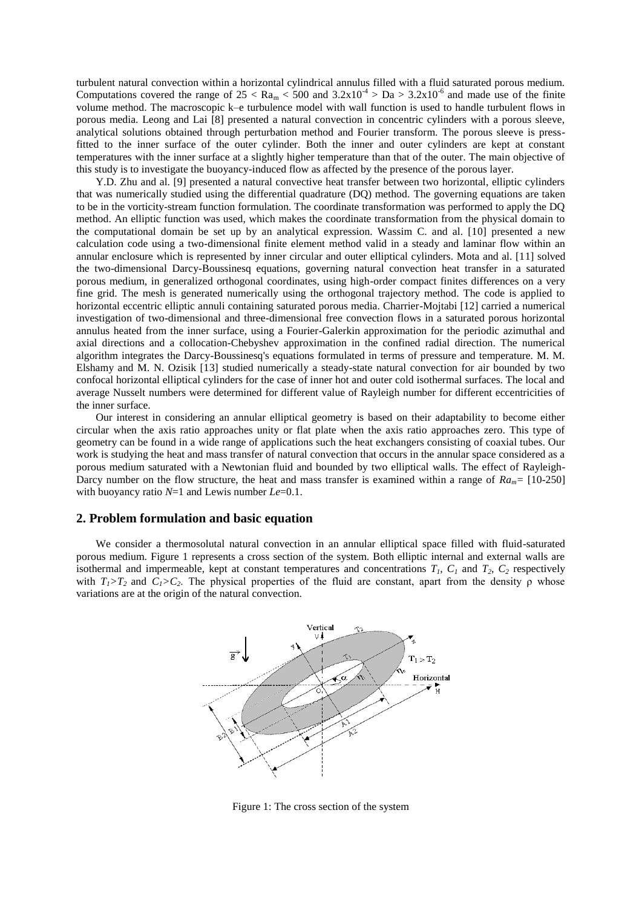turbulent natural convection within a horizontal cylindrical annulus filled with a fluid saturated porous medium. Computations covered the range of $25 < Ra_m < 500$ and $3.2x10^{-4} > Da > 3.2x10^{-6}$ and made use of the finite volume method. The macroscopic k–e turbulence model with wall function is used to handle turbulent flows in porous media. Leong and Lai [8] presented a natural convection in concentric cylinders with a porous sleeve, analytical solutions obtained through perturbation method and Fourier transform. The porous sleeve is press-fitted to the inner surface of the outer cylinder. Both the inner and outer cylinders are kept at constant temperatures with the inner surface at a slightly higher temperature than that of the outer. The main objective of this study is to investigate the buoyancy-induced flow as affected by the presence of the porous layer.

Y.D. Zhu and al. [9] presented a natural convective heat transfer between two horizontal, elliptic cylinders that was numerically studied using the differential quadrature (DQ) method. The governing equations are taken to be in the vorticity-stream function formulation. The coordinate transformation was performed to apply the DQ method. An elliptic function was used, which makes the coordinate transformation from the physical domain to the computational domain be set up by an analytical expression. Wassim C. and al. [10] presented a new calculation code using a two-dimensional finite element method valid in a steady and laminar flow within an annular enclosure which is represented by inner circular and outer elliptical cylinders. Mota and al. [11] solved the two-dimensional Darcy-Boussinesq equations, governing natural convection heat transfer in a saturated porous medium, in generalized orthogonal coordinates, using high-order compact finites differences on a very fine grid. The mesh is generated numerically using the orthogonal trajectory method. The code is applied to horizontal eccentric elliptic annuli containing saturated porous media. Charrier-Mojtabi [12] carried a numerical investigation of two-dimensional and three-dimensional free convection flows in a saturated porous horizontal annulus heated from the inner surface, using a Fourier-Galerkin approximation for the periodic azimuthal and axial directions and a collocation-Chebyshev approximation in the confined radial direction. The numerical algorithm integrates the Darcy-Boussinesq's equations formulated in terms of pressure and temperature. M. M. Elshamy and M. N. Ozisik [13] studied numerically a steady-state natural convection for air bounded by two confocal horizontal elliptical cylinders for the case of inner hot and outer cold isothermal surfaces. The local and average Nusselt numbers were determined for different value of Rayleigh number for different eccentricities of the inner surface.

Our interest in considering an annular elliptical geometry is based on their adaptability to become either circular when the axis ratio approaches unity or flat plate when the axis ratio approaches zero. This type of geometry can be found in a wide range of applications such the heat exchangers consisting of coaxial tubes. Our work is studying the heat and mass transfer of natural convection that occurs in the annular space considered as a porous medium saturated with a Newtonian fluid and bounded by two elliptical walls. The effect of Rayleigh-Darcy number on the flow structure, the heat and mass transfer is examined within a range of $Ra_m$= [10-250] with buoyancy ratio $N$=1 and Lewis number $Le$=0.1.

## 2. Problem formulation and basic equation

We consider a thermosolutal natural convection in an annular elliptical space filled with fluid-saturated porous medium. Figure 1 represents a cross section of the system. Both elliptic internal and external walls are isothermal and impermeable, kept at constant temperatures and concentrations $T_1$, $C_1$ and $T_2$, $C_2$ respectively with $T_1>T_2$ and $C_1>C_2$. The physical properties of the fluid are constant, apart from the density ρ whose variations are at the origin of the natural convection.

Figure 1: The cross section of the system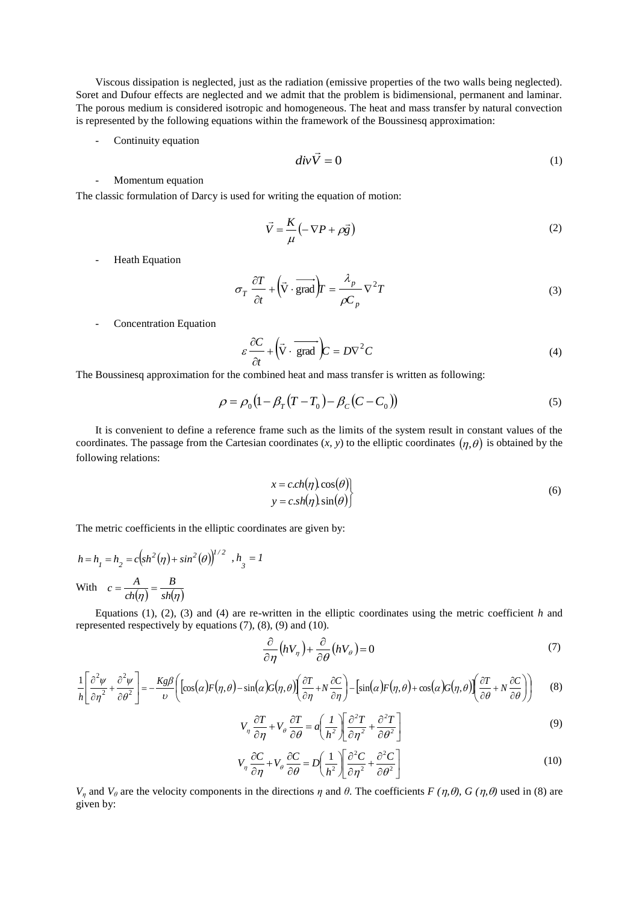Viscous dissipation is neglected, just as the radiation (emissive properties of the two walls being neglected). Soret and Dufour effects are neglected and we admit that the problem is bidimensional, permanent and laminar. The porous medium is considered isotropic and homogeneous. The heat and mass transfer by natural convection is represented by the following equations within the framework of the Boussinesq approximation:

- Continuity equation

$$div\vec{V} = 0 \tag{1}$$

- Momentum equation

The classic formulation of Darcy is used for writing the equation of motion:

$$\vec{V} = \frac{K}{\mu}\left(-\nabla P + \rho\vec{g}\right) \tag{2}$$

- Heath Equation

$$\sigma_T \frac{\partial T}{\partial t} + \left(\vec{\mathrm{V}} \cdot \overrightarrow{\mathrm{grad}}\right)T = \frac{\lambda_p}{\rho C_p}\nabla^2 T \tag{3}$$

- Concentration Equation

$$\varepsilon \frac{\partial C}{\partial t} + \left(\vec{\mathrm{V}} \cdot \overrightarrow{\mathrm{grad}}\right)C = D\nabla^2 C \tag{4}$$

The Boussinesq approximation for the combined heat and mass transfer is written as following:

$$\rho = \rho_0\left(1 - \beta_T\left(T - T_0\right) - \beta_C\left(C - C_0\right)\right) \tag{5}$$

It is convenient to define a reference frame such as the limits of the system result in constant values of the coordinates. The passage from the Cartesian coordinates (*x*, *y*) to the elliptic coordinates $(\eta, \theta)$ is obtained by the following relations:

$$\left.\begin{aligned} x &= c.ch(\eta).\cos(\theta) \\ y &= c.sh(\eta).\sin(\theta) \end{aligned}\right\} \tag{6}$$

The metric coefficients in the elliptic coordinates are given by:

$$h = h_1 = h_2 = c\left(sh^2(\eta) + sin^2(\theta)\right)^{1/2} \;\; , h_3 = 1$$

With $\quad c = \dfrac{A}{ch(\eta)} = \dfrac{B}{sh(\eta)}$

Equations (1), (2), (3) and (4) are re-written in the elliptic coordinates using the metric coefficient *h* and represented respectively by equations (7), (8), (9) and (10).

$$\frac{\partial}{\partial \eta}\left(hV_\eta\right) + \frac{\partial}{\partial \theta}\left(hV_\theta\right) = 0 \tag{7}$$

$$\frac{1}{h}\left[\frac{\partial^2 \psi}{\partial \eta^2} + \frac{\partial^2 \psi}{\partial \theta^2}\right] = -\frac{Kg\beta}{\upsilon}\left(\left[\cos(\alpha)F(\eta,\theta) - \sin(\alpha)G(\eta,\theta)\right]\left(\frac{\partial T}{\partial \eta} + N\frac{\partial C}{\partial \eta}\right) - \left[\sin(\alpha)F(\eta,\theta) + \cos(\alpha)G(\eta,\theta)\right]\left(\frac{\partial T}{\partial \theta} + N\frac{\partial C}{\partial \theta}\right)\right) \tag{8}$$

$$V_\eta \frac{\partial T}{\partial \eta} + V_\theta \frac{\partial T}{\partial \theta} = a\left(\frac{1}{h^2}\right)\left[\frac{\partial^2 T}{\partial \eta^2} + \frac{\partial^2 T}{\partial \theta^2}\right] \tag{9}$$

$$V_\eta \frac{\partial C}{\partial \eta} + V_\theta \frac{\partial C}{\partial \theta} = D\left(\frac{1}{h^2}\right)\left[\frac{\partial^2 C}{\partial \eta^2} + \frac{\partial^2 C}{\partial \theta^2}\right] \tag{10}$$

$V_\eta$ and $V_\theta$ are the velocity components in the directions $\eta$ and $\theta$. The coefficients $F(\eta,\theta)$, $G(\eta,\theta)$ used in (8) are given by: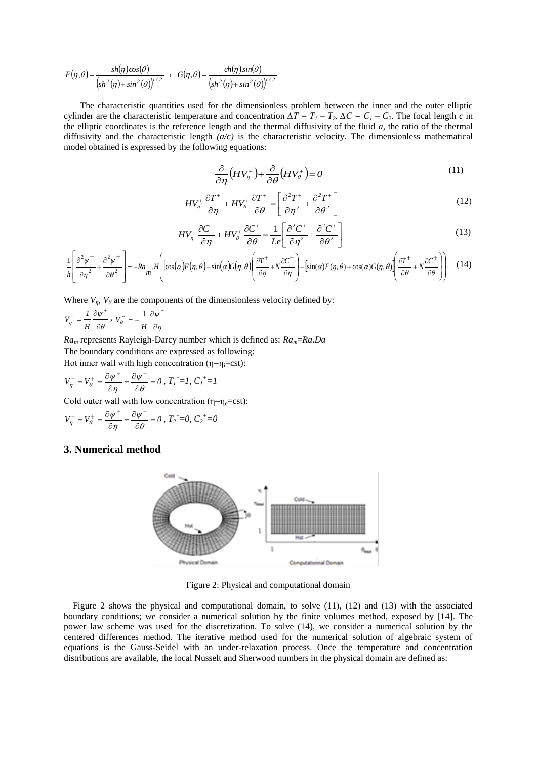$$F(\eta,\theta)=\frac{sh(\eta)cos(\theta)}{\left(sh^2(\eta)+sin^2(\theta)\right)^{1/2}} \quad , \quad G(\eta,\theta)=\frac{ch(\eta)sin(\theta)}{\left(sh^2(\eta)+sin^2(\theta)\right)^{1/2}}$$

The characteristic quantities used for the dimensionless problem between the inner and the outer elliptic cylinder are the characteristic temperature and concentration $\Delta T = T_1 - T_2$, $\Delta C = C_1 - C_2$. The focal length $c$ in the elliptic coordinates is the reference length and the thermal diffusivity of the fluid $a$, the ratio of the thermal diffusivity and the characteristic length $(a/c)$ is the characteristic velocity. The dimensionless mathematical model obtained is expressed by the following equations:

$$\frac{\partial}{\partial \eta}\left(HV_\eta^+\right)+\frac{\partial}{\partial \theta}\left(HV_\theta^+\right)=0 \tag{11}$$

$$HV_\eta^+\frac{\partial T^+}{\partial \eta}+HV_\theta^+\frac{\partial T^+}{\partial \theta}=\left[\frac{\partial^2 T^+}{\partial \eta^2}+\frac{\partial^2 T^+}{\partial \theta^2}\right] \tag{12}$$

$$HV_\eta^+\frac{\partial C^+}{\partial \eta}+HV_\theta^+\frac{\partial C^+}{\partial \theta}=\frac{1}{Le}\left[\frac{\partial^2 C^+}{\partial \eta^2}+\frac{\partial^2 C^+}{\partial \theta^2}\right] \tag{13}$$

$$\frac{1}{h}\left[\frac{\partial^2 \psi^+}{\partial \eta^2}+\frac{\partial^2 \psi^+}{\partial \theta^2}\right]=-Ra_m.H\left(\left[\cos(\alpha)F(\eta,\theta)-\sin(\alpha)G(\eta,\theta)\right]\left(\frac{\partial T^+}{\partial \eta}+N\frac{\partial C^+}{\partial \eta}\right)-\left[\sin(\alpha)F(\eta,\theta)+\cos(\alpha)G(\eta,\theta)\right]\left(\frac{\partial T^+}{\partial \theta}+N\frac{\partial C^+}{\partial \theta}\right)\right) \tag{14}$$

Where $V_\eta$, $V_\theta$ are the components of the dimensionless velocity defined by:

$$V_\eta^+=\frac{1}{H}\frac{\partial \psi^+}{\partial \theta}, \quad V_\theta^+=-\frac{1}{H}\frac{\partial \psi^+}{\partial \eta}$$

$Ra_m$ represents Rayleigh-Darcy number which is defined as: $Ra_m=Ra.Da$

The boundary conditions are expressed as following:

Hot inner wall with high concentration ($\eta=\eta_i=$cst):

$$V_\eta^+=V_\theta^+=\frac{\partial \psi^+}{\partial \eta}=\frac{\partial \psi^+}{\partial \theta}=0, \; T_1^+=1, \; C_1^+=1$$

Cold outer wall with low concentration ($\eta=\eta_e=$cst):

$$V_\eta^+=V_\theta^+=\frac{\partial \psi^+}{\partial \eta}=\frac{\partial \psi^+}{\partial \theta}=0, \; T_2^+=0, \; C_2^+=0$$

## 3. Numerical method

Figure 2: Physical and computational domain

Figure 2 shows the physical and computational domain, to solve (11), (12) and (13) with the associated boundary conditions; we consider a numerical solution by the finite volumes method, exposed by [14]. The power law scheme was used for the discretization. To solve (14), we consider a numerical solution by the centered differences method. The iterative method used for the numerical solution of algebraic system of equations is the Gauss-Seidel with an under-relaxation process. Once the temperature and concentration distributions are available, the local Nusselt and Sherwood numbers in the physical domain are defined as: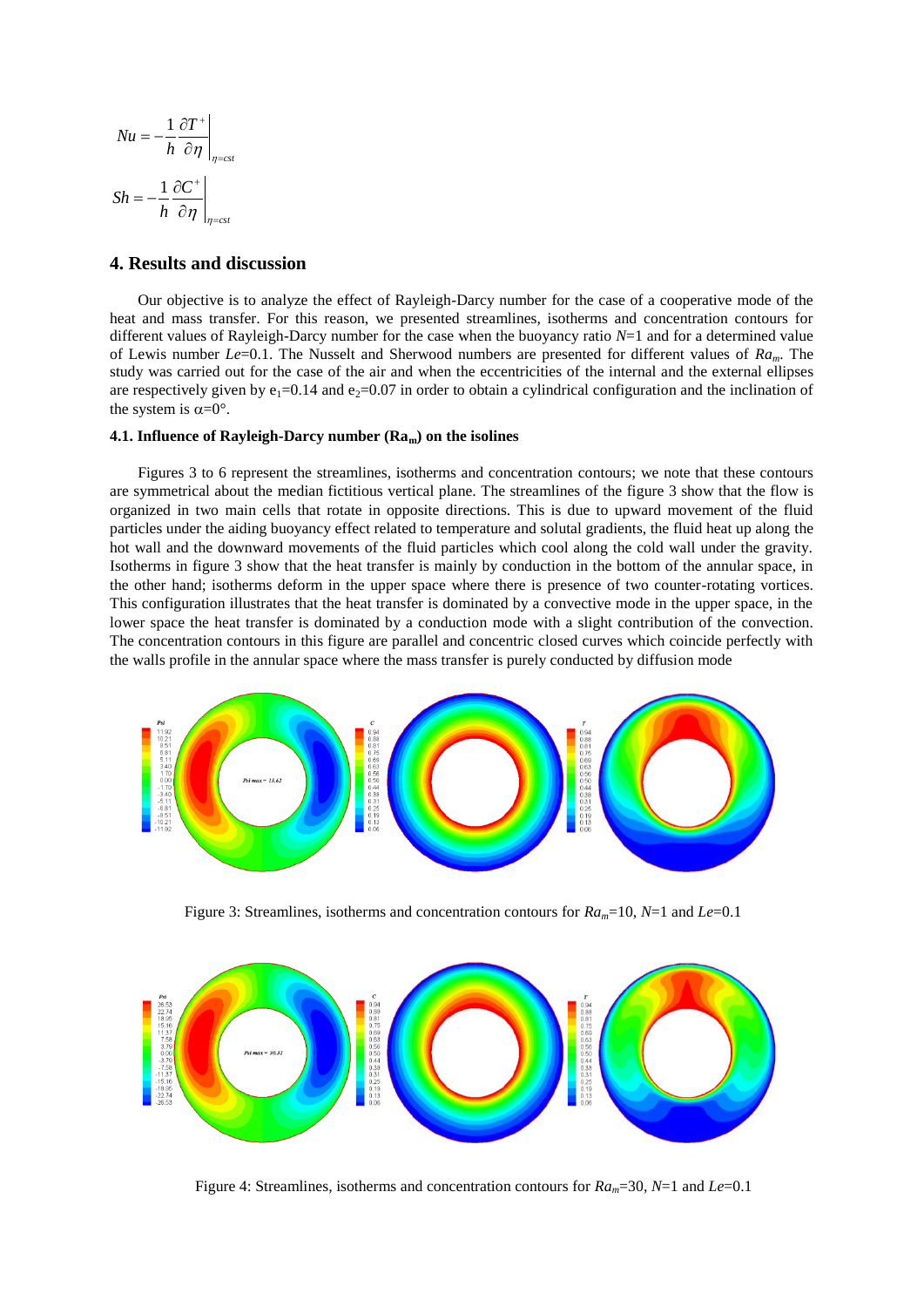$$Nu = -\frac{1}{h}\frac{\partial T^+}{\partial \eta}\bigg|_{\eta=cst}$$

$$Sh = -\frac{1}{h}\frac{\partial C^+}{\partial \eta}\bigg|_{\eta=cst}$$

## 4. Results and discussion

Our objective is to analyze the effect of Rayleigh-Darcy number for the case of a cooperative mode of the heat and mass transfer. For this reason, we presented streamlines, isotherms and concentration contours for different values of Rayleigh-Darcy number for the case when the buoyancy ratio $N$=1 and for a determined value of Lewis number $Le$=0.1. The Nusselt and Sherwood numbers are presented for different values of $Ra_m$. The study was carried out for the case of the air and when the eccentricities of the internal and the external ellipses are respectively given by $e_1$=0.14 and $e_2$=0.07 in order to obtain a cylindrical configuration and the inclination of the system is $\alpha$=0°.

### 4.1. Influence of Rayleigh-Darcy number ($Ra_m$) on the isolines

Figures 3 to 6 represent the streamlines, isotherms and concentration contours; we note that these contours are symmetrical about the median fictitious vertical plane. The streamlines of the figure 3 show that the flow is organized in two main cells that rotate in opposite directions. This is due to upward movement of the fluid particles under the aiding buoyancy effect related to temperature and solutal gradients, the fluid heat up along the hot wall and the downward movements of the fluid particles which cool along the cold wall under the gravity. Isotherms in figure 3 show that the heat transfer is mainly by conduction in the bottom of the annular space, in the other hand; isotherms deform in the upper space where there is presence of two counter-rotating vortices. This configuration illustrates that the heat transfer is dominated by a convective mode in the upper space, in the lower space the heat transfer is dominated by a conduction mode with a slight contribution of the convection. The concentration contours in this figure are parallel and concentric closed curves which coincide perfectly with the walls profile in the annular space where the mass transfer is purely conducted by diffusion mode

Figure 3: Streamlines, isotherms and concentration contours for $Ra_m$=10, $N$=1 and $Le$=0.1

Figure 4: Streamlines, isotherms and concentration contours for $Ra_m$=30, $N$=1 and $Le$=0.1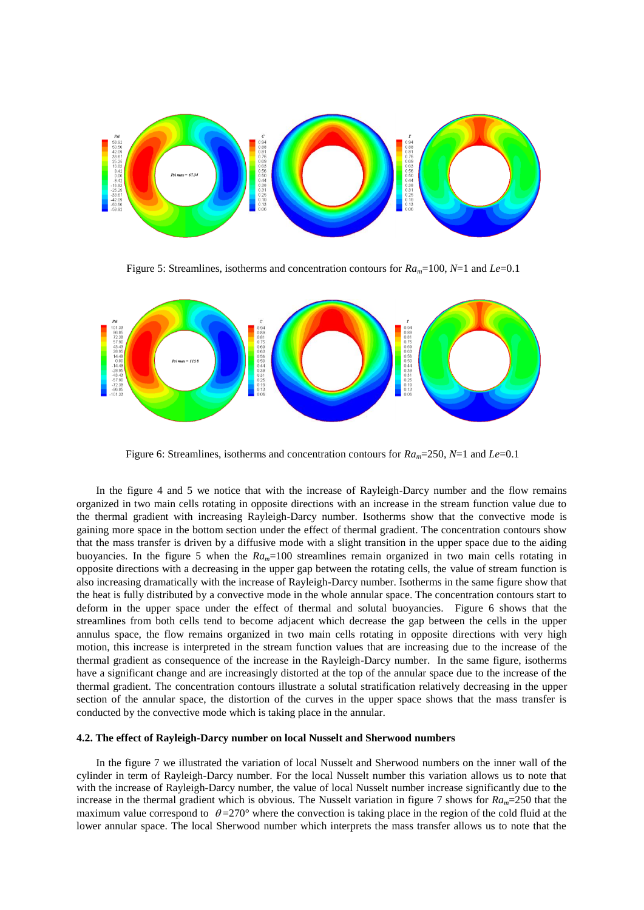Figure 5: Streamlines, isotherms and concentration contours for $Ra_m$=100, $N$=1 and $Le$=0.1

Figure 6: Streamlines, isotherms and concentration contours for $Ra_m$=250, $N$=1 and $Le$=0.1

In the figure 4 and 5 we notice that with the increase of Rayleigh-Darcy number and the flow remains organized in two main cells rotating in opposite directions with an increase in the stream function value due to the thermal gradient with increasing Rayleigh-Darcy number. Isotherms show that the convective mode is gaining more space in the bottom section under the effect of thermal gradient. The concentration contours show that the mass transfer is driven by a diffusive mode with a slight transition in the upper space due to the aiding buoyancies. In the figure 5 when the $Ra_m$=100 streamlines remain organized in two main cells rotating in opposite directions with a decreasing in the upper gap between the rotating cells, the value of stream function is also increasing dramatically with the increase of Rayleigh-Darcy number. Isotherms in the same figure show that the heat is fully distributed by a convective mode in the whole annular space. The concentration contours start to deform in the upper space under the effect of thermal and solutal buoyancies. Figure 6 shows that the streamlines from both cells tend to become adjacent which decrease the gap between the cells in the upper annulus space, the flow remains organized in two main cells rotating in opposite directions with very high motion, this increase is interpreted in the stream function values that are increasing due to the increase of the thermal gradient as consequence of the increase in the Rayleigh-Darcy number. In the same figure, isotherms have a significant change and are increasingly distorted at the top of the annular space due to the increase of the thermal gradient. The concentration contours illustrate a solutal stratification relatively decreasing in the upper section of the annular space, the distortion of the curves in the upper space shows that the mass transfer is conducted by the convective mode which is taking place in the annular.

### 4.2. The effect of Rayleigh-Darcy number on local Nusselt and Sherwood numbers

In the figure 7 we illustrated the variation of local Nusselt and Sherwood numbers on the inner wall of the cylinder in term of Rayleigh-Darcy number. For the local Nusselt number this variation allows us to note that with the increase of Rayleigh-Darcy number, the value of local Nusselt number increase significantly due to the increase in the thermal gradient which is obvious. The Nusselt variation in figure 7 shows for $Ra_m$=250 that the maximum value correspond to $\theta$=270° where the convection is taking place in the region of the cold fluid at the lower annular space. The local Sherwood number which interprets the mass transfer allows us to note that the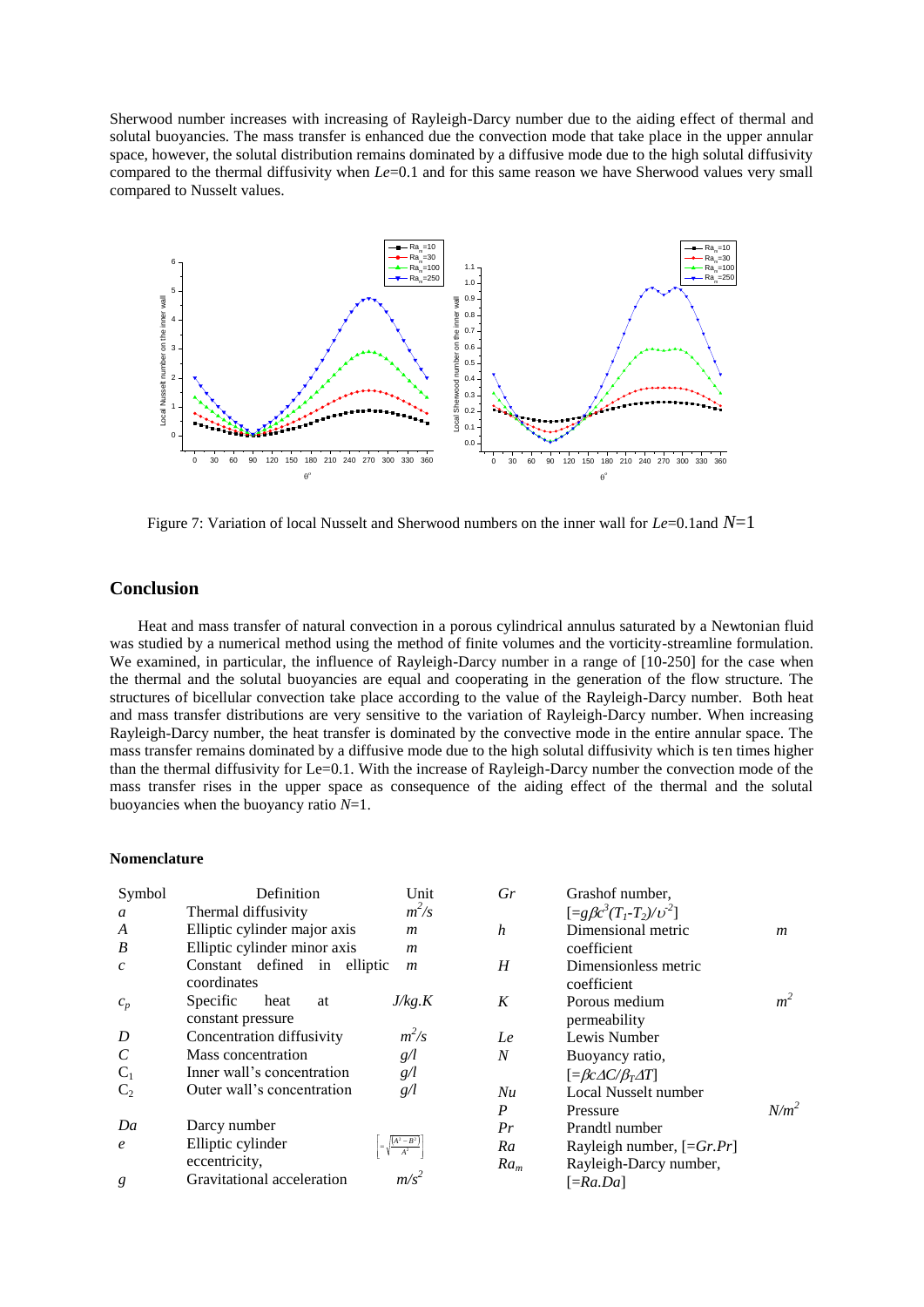Sherwood number increases with increasing of Rayleigh-Darcy number due to the aiding effect of thermal and solutal buoyancies. The mass transfer is enhanced due the convection mode that take place in the upper annular space, however, the solutal distribution remains dominated by a diffusive mode due to the high solutal diffusivity compared to the thermal diffusivity when *Le*=0.1 and for this same reason we have Sherwood values very small compared to Nusselt values.

Figure 7: Variation of local Nusselt and Sherwood numbers on the inner wall for *Le*=0.1and *N*=1

## Conclusion

Heat and mass transfer of natural convection in a porous cylindrical annulus saturated by a Newtonian fluid was studied by a numerical method using the method of finite volumes and the vorticity-streamline formulation. We examined, in particular, the influence of Rayleigh-Darcy number in a range of [10-250] for the case when the thermal and the solutal buoyancies are equal and cooperating in the generation of the flow structure. The structures of bicellular convection take place according to the value of the Rayleigh-Darcy number. Both heat and mass transfer distributions are very sensitive to the variation of Rayleigh-Darcy number. When increasing Rayleigh-Darcy number, the heat transfer is dominated by the convective mode in the entire annular space. The mass transfer remains dominated by a diffusive mode due to the high solutal diffusivity which is ten times higher than the thermal diffusivity for Le=0.1. With the increase of Rayleigh-Darcy number the convection mode of the mass transfer rises in the upper space as consequence of the aiding effect of the thermal and the solutal buoyancies when the buoyancy ratio *N*=1.

### Nomenclature

| Symbol | Definition | Unit |
|---|---|---|
| $a$ | Thermal diffusivity | $m^2/s$ |
| $A$ | Elliptic cylinder major axis | $m$ |
| $B$ | Elliptic cylinder minor axis | $m$ |
| $c$ | Constant defined in elliptic coordinates | $m$ |
| $c_p$ | Specific heat at constant pressure | $J/kg.K$ |
| $D$ | Concentration diffusivity | $m^2/s$ |
| $C$ | Mass concentration | $g/l$ |
| $C_1$ | Inner wall's concentration | $g/l$ |
| $C_2$ | Outer wall's concentration | $g/l$ |
| $Da$ | Darcy number | |
| $e$ | Elliptic cylinder eccentricity, | $\left[=\sqrt{\frac{(A^2-B^2)}{A^2}}\right]$ |
| $g$ | Gravitational acceleration | $m/s^2$ |
| $Gr$ | Grashof number, $[=g\beta c^3(T_1-T_2)/\upsilon^2]$ | |
| $h$ | Dimensional metric coefficient | $m$ |
| $H$ | Dimensionless metric coefficient | |
| $K$ | Porous medium permeability | $m^2$ |
| $Le$ | Lewis Number | |
| $N$ | Buoyancy ratio, $[=\beta_C\Delta C/\beta_T\Delta T]$ | |
| $Nu$ | Local Nusselt number | |
| $P$ | Pressure | $N/m^2$ |
| $Pr$ | Prandtl number | |
| $Ra$ | Rayleigh number, $[=Gr.Pr]$ | |
| $Ra_m$ | Rayleigh-Darcy number, $[=Ra.Da]$ | |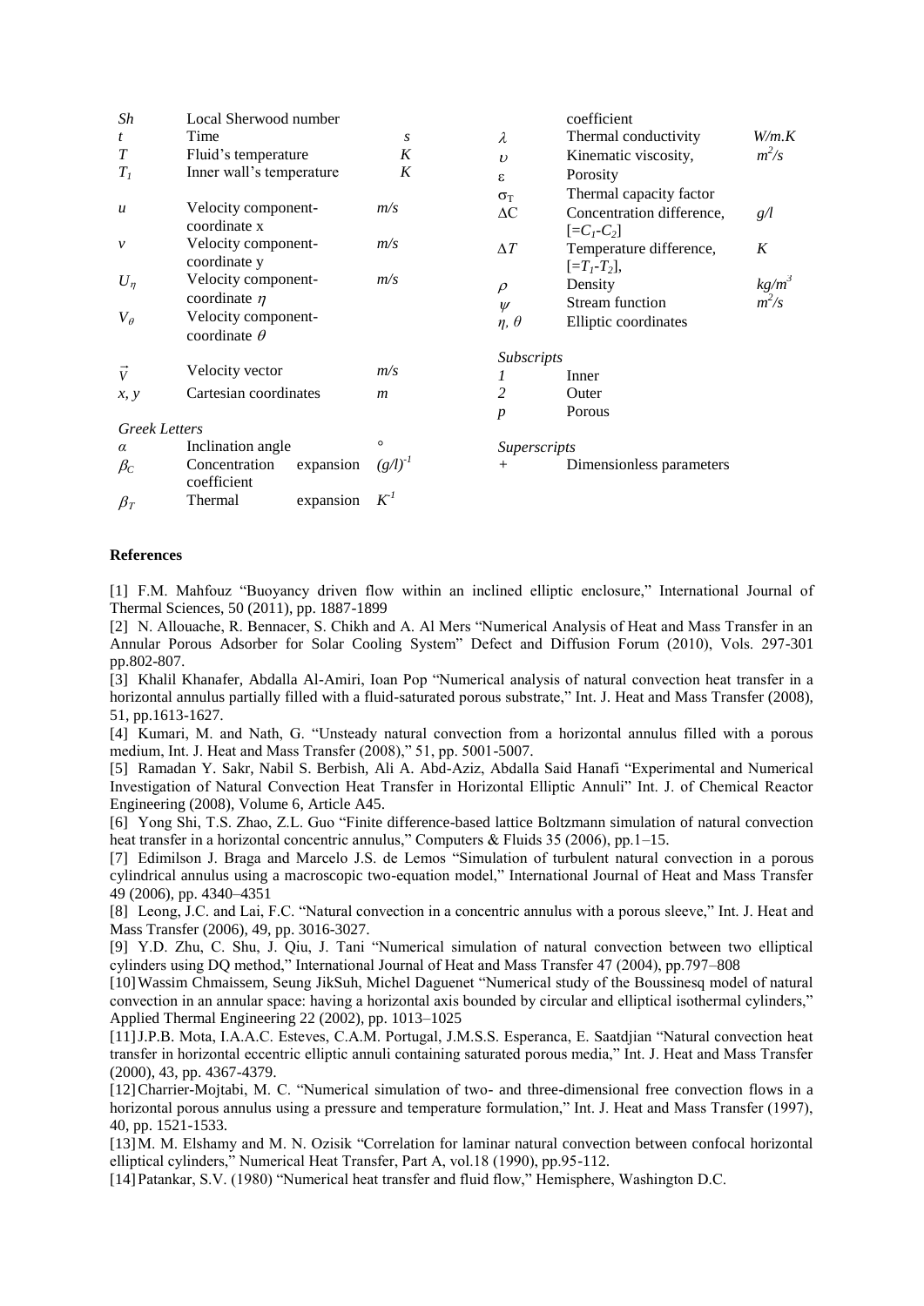| | | |
|---|---|---|
| $Sh$ | Local Sherwood number | |
| $t$ | Time | $s$ |
| $T$ | Fluid's temperature | $K$ |
| $T_1$ | Inner wall's temperature | $K$ |
| $u$ | Velocity component-coordinate x | $m/s$ |
| $v$ | Velocity component-coordinate y | $m/s$ |
| $U_\eta$ | Velocity component-coordinate $\eta$ | $m/s$ |
| $V_\theta$ | Velocity component-coordinate $\theta$ | |
| $\vec{V}$ | Velocity vector | $m/s$ |
| $x, y$ | Cartesian coordinates | $m$ |

*Greek Letters*

| | | |
|---|---|---|
| $\alpha$ | Inclination angle | ° |
| $\beta_C$ | Concentration expansion coefficient | $(g/l)^{-1}$ |
| $\beta_T$ | Thermal expansion coefficient | $K^{-1}$ |
| $\lambda$ | Thermal conductivity | $W/m.K$ |
| $\upsilon$ | Kinematic viscosity, | $m^2/s$ |
| $\varepsilon$ | Porosity | |
| $\sigma_T$ | Thermal capacity factor | |
| $\Delta C$ | Concentration difference, $[=C_1-C_2]$ | $g/l$ |
| $\Delta T$ | Temperature difference, $[=T_1-T_2]$, | $K$ |
| $\rho$ | Density | $kg/m^3$ |
| $\psi$ | Stream function | $m^2/s$ |
| $\eta, \theta$ | Elliptic coordinates | |

*Subscripts*

| | |
|---|---|
| $1$ | Inner |
| $2$ | Outer |
| $p$ | Porous |

*Superscripts*

| | |
|---|---|
| $+$ | Dimensionless parameters |

**References**

[1] F.M. Mahfouz "Buoyancy driven flow within an inclined elliptic enclosure," International Journal of Thermal Sciences, 50 (2011), pp. 1887-1899

[2] N. Allouache, R. Bennacer, S. Chikh and A. Al Mers "Numerical Analysis of Heat and Mass Transfer in an Annular Porous Adsorber for Solar Cooling System" Defect and Diffusion Forum (2010), Vols. 297-301 pp.802-807.

[3] Khalil Khanafer, Abdalla Al-Amiri, Ioan Pop "Numerical analysis of natural convection heat transfer in a horizontal annulus partially filled with a fluid-saturated porous substrate," Int. J. Heat and Mass Transfer (2008), 51, pp.1613-1627.

[4] Kumari, M. and Nath, G. "Unsteady natural convection from a horizontal annulus filled with a porous medium, Int. J. Heat and Mass Transfer (2008)," 51, pp. 5001-5007.

[5] Ramadan Y. Sakr, Nabil S. Berbish, Ali A. Abd-Aziz, Abdalla Said Hanafi "Experimental and Numerical Investigation of Natural Convection Heat Transfer in Horizontal Elliptic Annuli" Int. J. of Chemical Reactor Engineering (2008), Volume 6, Article A45.

[6] Yong Shi, T.S. Zhao, Z.L. Guo "Finite difference-based lattice Boltzmann simulation of natural convection heat transfer in a horizontal concentric annulus," Computers & Fluids 35 (2006), pp.1–15.

[7] Edimilson J. Braga and Marcelo J.S. de Lemos "Simulation of turbulent natural convection in a porous cylindrical annulus using a macroscopic two-equation model," International Journal of Heat and Mass Transfer 49 (2006), pp. 4340–4351

[8] Leong, J.C. and Lai, F.C. "Natural convection in a concentric annulus with a porous sleeve," Int. J. Heat and Mass Transfer (2006), 49, pp. 3016-3027.

[9] Y.D. Zhu, C. Shu, J. Qiu, J. Tani "Numerical simulation of natural convection between two elliptical cylinders using DQ method," International Journal of Heat and Mass Transfer 47 (2004), pp.797–808

[10] Wassim Chmaissem, Seung JikSuh, Michel Daguenet "Numerical study of the Boussinesq model of natural convection in an annular space: having a horizontal axis bounded by circular and elliptical isothermal cylinders," Applied Thermal Engineering 22 (2002), pp. 1013–1025

[11] J.P.B. Mota, I.A.A.C. Esteves, C.A.M. Portugal, J.M.S.S. Esperanca, E. Saatdjian "Natural convection heat transfer in horizontal eccentric elliptic annuli containing saturated porous media," Int. J. Heat and Mass Transfer (2000), 43, pp. 4367-4379.

[12] Charrier-Mojtabi, M. C. "Numerical simulation of two- and three-dimensional free convection flows in a horizontal porous annulus using a pressure and temperature formulation," Int. J. Heat and Mass Transfer (1997), 40, pp. 1521-1533.

[13] M. M. Elshamy and M. N. Ozisik "Correlation for laminar natural convection between confocal horizontal elliptical cylinders," Numerical Heat Transfer, Part A, vol.18 (1990), pp.95-112.

[14] Patankar, S.V. (1980) "Numerical heat transfer and fluid flow," Hemisphere, Washington D.C.